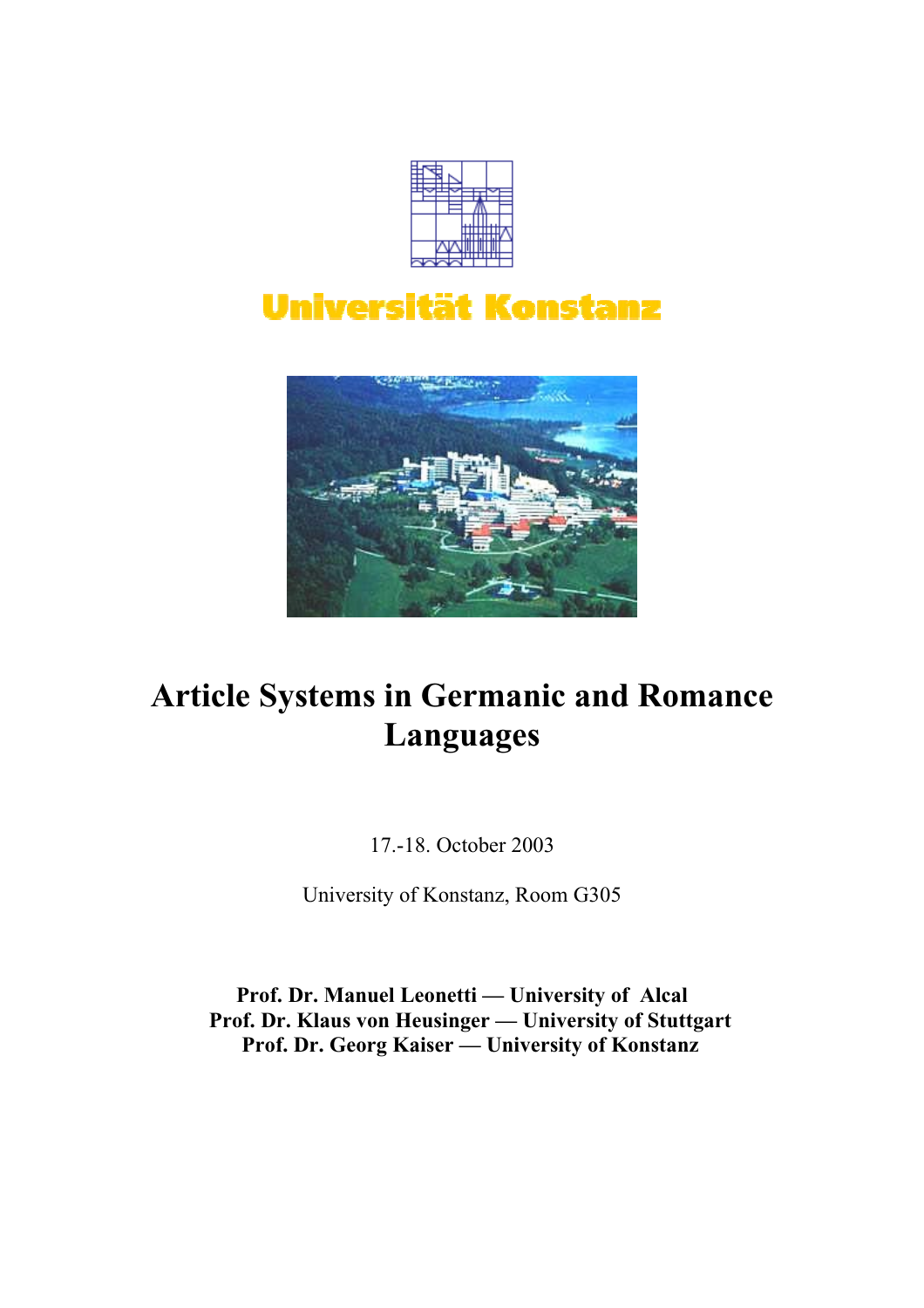Universität Konstanz

# Article Systems in Germanic and Romance Languages

17.-18. October 2003

University of Konstanz, Room G305

**Prof. Dr. Manuel Leonetti — University of Alcal**
**Prof. Dr. Klaus von Heusinger — University of Stuttgart**
**Prof. Dr. Georg Kaiser — University of Konstanz**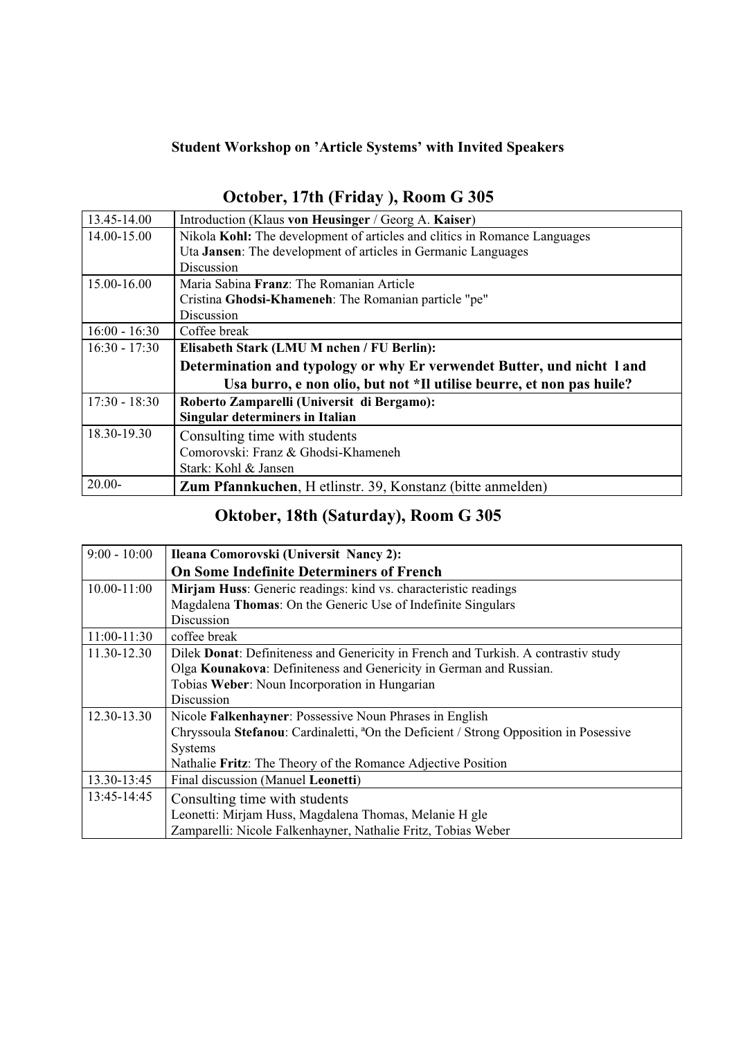**Student Workshop on 'Article Systems' with Invited Speakers**

## October, 17th (Friday ), Room G 305

| | |
|---|---|
| 13.45-14.00 | Introduction (Klaus **von Heusinger** / Georg A. **Kaiser**) |
| 14.00-15.00 | Nikola **Kohl:** The development of articles and clitics in Romance Languages<br>Uta **Jansen**: The development of articles in Germanic Languages<br>Discussion |
| 15.00-16.00 | Maria Sabina **Franz**: The Romanian Article<br>Cristina **Ghodsi-Khameneh**: The Romanian particle "pe"<br>Discussion |
| 16:00 - 16:30 | Coffee break |
| 16:30 - 17:30 | **Elisabeth Stark (LMU M nchen / FU Berlin):**<br>**Determination and typology or why Er verwendet Butter, und nicht l and Usa burro, e non olio, but not *Il utilise beurre, et non pas huile?** |
| 17:30 - 18:30 | **Roberto Zamparelli (Universit di Bergamo):**<br>**Singular determiners in Italian** |
| 18.30-19.30 | Consulting time with students<br>Comorovski: Franz & Ghodsi-Khameneh<br>Stark: Kohl & Jansen |
| 20.00- | **Zum Pfannkuchen**, H etlinstr. 39, Konstanz (bitte anmelden) |

## Oktober, 18th (Saturday), Room G 305

| | |
|---|---|
| 9:00 - 10:00 | **Ileana Comorovski (Universit Nancy 2):**<br>**On Some Indefinite Determiners of French** |
| 10.00-11:00 | **Mirjam Huss**: Generic readings: kind vs. characteristic readings<br>Magdalena **Thomas**: On the Generic Use of Indefinite Singulars<br>Discussion |
| 11:00-11:30 | coffee break |
| 11.30-12.30 | Dilek **Donat**: Definiteness and Genericity in French and Turkish. A contrastiv study<br>Olga **Kounakova**: Definiteness and Genericity in German and Russian.<br>Tobias **Weber**: Noun Incorporation in Hungarian<br>Discussion |
| 12.30-13.30 | Nicole **Falkenhayner**: Possessive Noun Phrases in English<br>Chryssoula **Stefanou**: Cardinaletti, ªOn the Deficient / Strong Opposition in Posessive Systems<br>Nathalie **Fritz**: The Theory of the Romance Adjective Position |
| 13.30-13:45 | Final discussion (Manuel **Leonetti**) |
| 13:45-14:45 | Consulting time with students<br>Leonetti: Mirjam Huss, Magdalena Thomas, Melanie H gle<br>Zamparelli: Nicole Falkenhayner, Nathalie Fritz, Tobias Weber |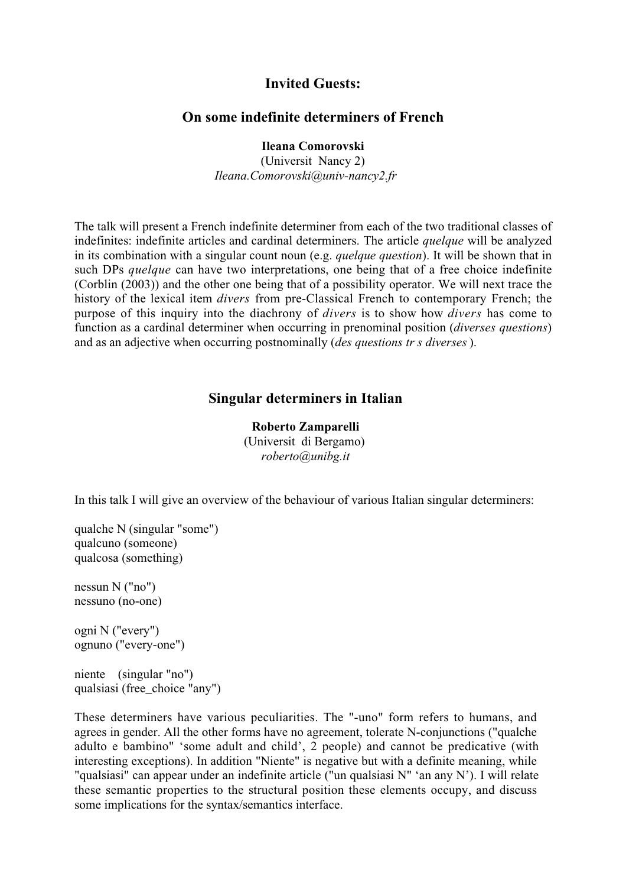## Invited Guests:

## On some indefinite determiners of French

**Ileana Comorovski**
(Universit Nancy 2)
*Ileana.Comorovski@univ-nancy2.fr*

The talk will present a French indefinite determiner from each of the two traditional classes of indefinites: indefinite articles and cardinal determiners. The article *quelque* will be analyzed in its combination with a singular count noun (e.g. *quelque question*). It will be shown that in such DPs *quelque* can have two interpretations, one being that of a free choice indefinite (Corblin (2003)) and the other one being that of a possibility operator. We will next trace the history of the lexical item *divers* from pre-Classical French to contemporary French; the purpose of this inquiry into the diachrony of *divers* is to show how *divers* has come to function as a cardinal determiner when occurring in prenominal position (*diverses questions*) and as an adjective when occurring postnominally (*des questions tr s diverses* ).

## Singular determiners in Italian

**Roberto Zamparelli**
(Universit di Bergamo)
*roberto@unibg.it*

In this talk I will give an overview of the behaviour of various Italian singular determiners:

qualche N (singular "some")
qualcuno (someone)
qualcosa (something)

nessun N ("no")
nessuno (no-one)

ogni N ("every")
ognuno ("every-one")

niente (singular "no")
qualsiasi (free_choice "any")

These determiners have various peculiarities. The "-uno" form refers to humans, and agrees in gender. All the other forms have no agreement, tolerate N-conjunctions ("qualche adulto e bambino" 'some adult and child', 2 people) and cannot be predicative (with interesting exceptions). In addition "Niente" is negative but with a definite meaning, while "qualsiasi" can appear under an indefinite article ("un qualsiasi N" 'an any N'). I will relate these semantic properties to the structural position these elements occupy, and discuss some implications for the syntax/semantics interface.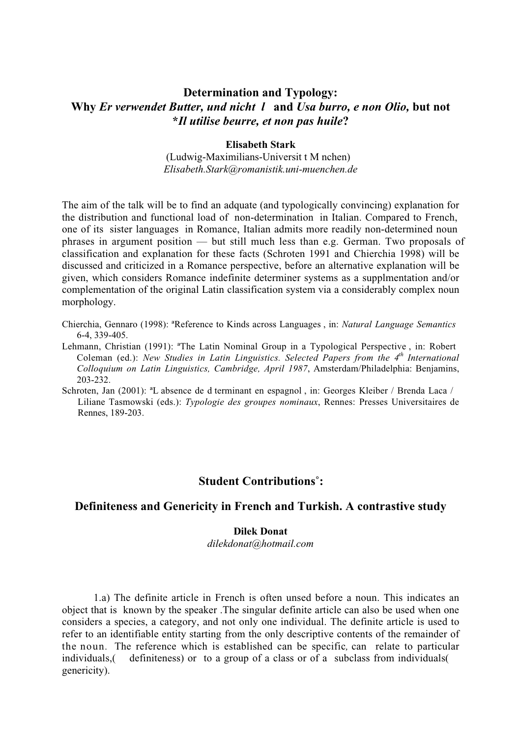## Determination and Typology:
## Why *Er verwendet Butter, und nicht l* and *Usa burro, e non Olio,* but not *\*Il utilise beurre, et non pas huile*?

**Elisabeth Stark**
(Ludwig-Maximilians-Universit t M nchen)
*Elisabeth.Stark@romanistik.uni-muenchen.de*

The aim of the talk will be to find an adquate (and typologically convincing) explanation for the distribution and functional load of non-determination in Italian. Compared to French, one of its sister languages in Romance, Italian admits more readily non-determined noun phrases in argument position — but still much less than e.g. German. Two proposals of classification and explanation for these facts (Schroten 1991 and Chierchia 1998) will be discussed and criticized in a Romance perspective, before an alternative explanation will be given, which considers Romance indefinite determiner systems as a supplmentation and/or complementation of the original Latin classification system via a considerably complex noun morphology.

Chierchia, Gennaro (1998): ªReference to Kinds across Languages , in: *Natural Language Semantics* 6-4, 339-405.

Lehmann, Christian (1991): ªThe Latin Nominal Group in a Typological Perspective , in: Robert Coleman (ed.): *New Studies in Latin Linguistics. Selected Papers from the 4th International Colloquium on Latin Linguistics, Cambridge, April 1987*, Amsterdam/Philadelphia: Benjamins, 203-232.

Schroten, Jan (2001): ªL absence de d terminant en espagnol , in: Georges Kleiber / Brenda Laca / Liliane Tasmowski (eds.): *Typologie des groupes nominaux*, Rennes: Presses Universitaires de Rennes, 189-203.

## Student Contributions°:

## Definiteness and Genericity in French and Turkish. A contrastive study

**Dilek Donat**
*dilekdonat@hotmail.com*

1.a) The definite article in French is often unsed before a noun. This indicates an object that is known by the speaker .The singular definite article can also be used when one considers a species, a category, and not only one individual. The definite article is used to refer to an identifiable entity starting from the only descriptive contents of the remainder of the noun. The reference which is established can be specific, can relate to particular individuals,( definiteness) or to a group of a class or of a subclass from individuals( genericity).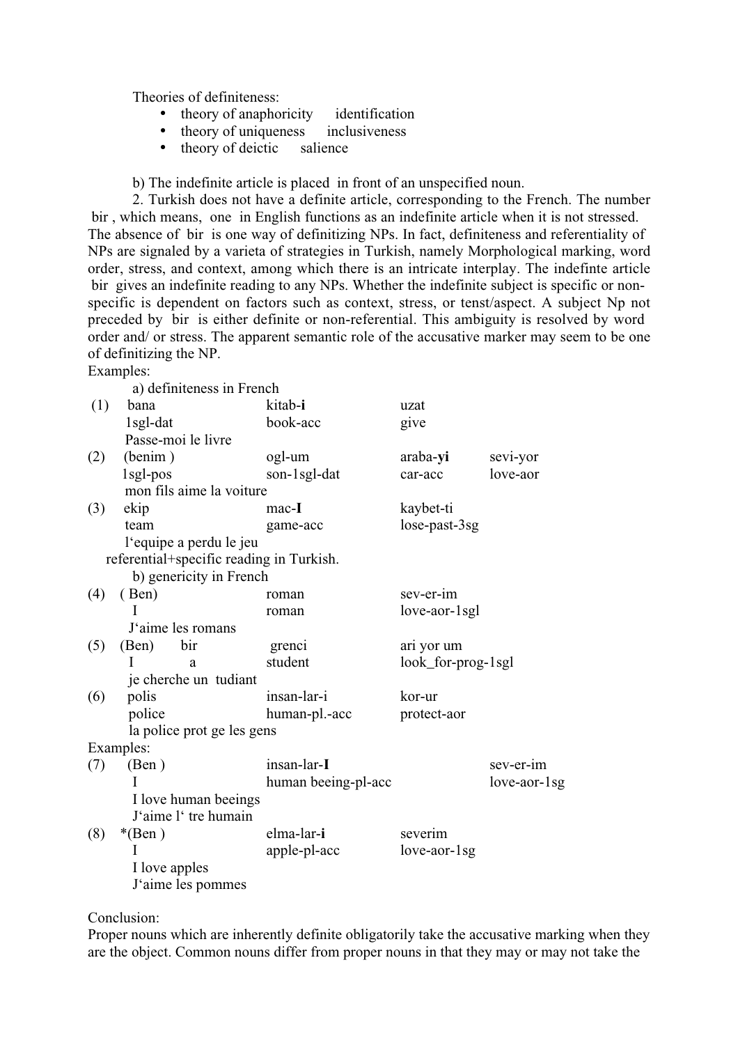Theories of definiteness:

- theory of anaphoricity    identification
- theory of uniqueness    inclusiveness
- theory of deictic    salience

b) The indefinite article is placed in front of an unspecified noun.

2. Turkish does not have a definite article, corresponding to the French. The number bir , which means, one in English functions as an indefinite article when it is not stressed. The absence of bir is one way of definitizing NPs. In fact, definiteness and referentiality of NPs are signaled by a varieta of strategies in Turkish, namely Morphological marking, word order, stress, and context, among which there is an intricate interplay. The indefinte article bir gives an indefinite reading to any NPs. Whether the indefinite subject is specific or non-specific is dependent on factors such as context, stress, or tenst/aspect. A subject Np not preceded by bir is either definite or non-referential. This ambiguity is resolved by word order and/ or stress. The apparent semantic role of the accusative marker may seem to be one of definitizing the NP.

Examples:

a) definiteness in French

| | | | | |
|---|---|---|---|---|
| (1) | bana | kitab-**i** | uzat | |
| | 1sgl-dat | book-acc | give | |
| | Passe-moi le livre | | | |
| (2) | (benim ) | ogl-um | araba-**yi** | sevi-yor |
| | 1sgl-pos | son-1sgl-dat | car-acc | love-aor |
| | mon fils aime la voiture | | | |
| (3) | ekip | mac-**I** | kaybet-ti | |
| | team | game-acc | lose-past-3sg | |
| | l'equipe a perdu le jeu | | | |

referential+specific reading in Turkish.

b) genericity in French

| | | | | |
|---|---|---|---|---|
| (4) | ( Ben) | | roman | sev-er-im |
| | I | | roman | love-aor-1sgl |
| | J'aime les romans | | | |
| (5) | (Ben) | bir | grenci | ari yor um |
| | I | a | student | look_for-prog-1sgl |
| | je cherche un tudiant | | | |
| (6) | polis | | insan-lar-i | kor-ur |
| | police | | human-pl.-acc | protect-aor |
| | la police prot ge les gens | | | |

Examples:

| | | | |
|---|---|---|---|
| (7) | (Ben ) | insan-lar-**I** | sev-er-im |
| | I | human beeing-pl-acc | love-aor-1sg |
| | I love human beeings | | |
| | J'aime l' tre humain | | |
| (8) | *(Ben ) | elma-lar-**i** | severim |
| | I | apple-pl-acc | love-aor-1sg |
| | I love apples | | |
| | J'aime les pommes | | |

Conclusion:

Proper nouns which are inherently definite obligatorily take the accusative marking when they are the object. Common nouns differ from proper nouns in that they may or may not take the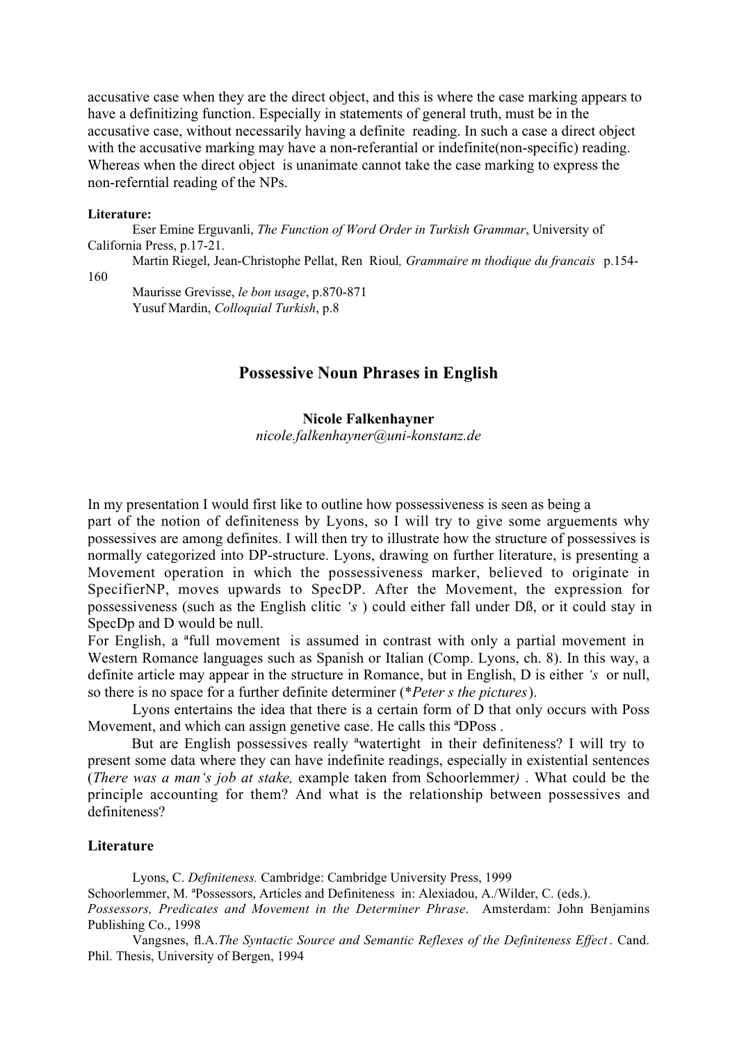accusative case when they are the direct object, and this is where the case marking appears to have a definitizing function. Especially in statements of general truth, must be in the accusative case, without necessarily having a definite reading. In such a case a direct object with the accusative marking may have a non-referantial or indefinite(non-specific) reading. Whereas when the direct object is unanimate cannot take the case marking to express the non-referntial reading of the NPs.

**Literature:**

Eser Emine Erguvanli, *The Function of Word Order in Turkish Grammar*, University of California Press, p.17-21.

Martin Riegel, Jean-Christophe Pellat, Ren Rioul*, Grammaire m thodique du francais* p.154-160

Maurisse Grevisse, *le bon usage*, p.870-871

Yusuf Mardin, *Colloquial Turkish*, p.8

## Possessive Noun Phrases in English

**Nicole Falkenhayner**
*nicole.falkenhayner@uni-konstanz.de*

In my presentation I would first like to outline how possessiveness is seen as being a part of the notion of definiteness by Lyons, so I will try to give some arguements why possessives are among definites. I will then try to illustrate how the structure of possessives is normally categorized into DP-structure. Lyons, drawing on further literature, is presenting a Movement operation in which the possessiveness marker, believed to originate in SpecifierNP, moves upwards to SpecDP. After the Movement, the expression for possessiveness (such as the English clitic *'s* ) could either fall under Dß, or it could stay in SpecDp and D would be null.

For English, a ªfull movement is assumed in contrast with only a partial movement in Western Romance languages such as Spanish or Italian (Comp. Lyons, ch. 8). In this way, a definite article may appear in the structure in Romance, but in English, D is either *'s* or null, so there is no space for a further definite determiner (*\*Peter s the pictures*).

Lyons entertains the idea that there is a certain form of D that only occurs with Poss Movement, and which can assign genetive case. He calls this ªDPoss .

But are English possessives really ªwatertight in their definiteness? I will try to present some data where they can have indefinite readings, especially in existential sentences (*There was a man's job at stake,* example taken from Schoorlemmer*)* . What could be the principle accounting for them? And what is the relationship between possessives and definiteness?

**Literature**

Lyons, C. *Definiteness.* Cambridge: Cambridge University Press, 1999

Schoorlemmer, M. ªPossessors, Articles and Definiteness in: Alexiadou, A./Wilder, C. (eds.). *Possessors, Predicates and Movement in the Determiner Phrase*. Amsterdam: John Benjamins Publishing Co., 1998

Vangsnes, ﬂ.A.*The Syntactic Source and Semantic Reflexes of the Definiteness Effect*. Cand. Phil. Thesis, University of Bergen, 1994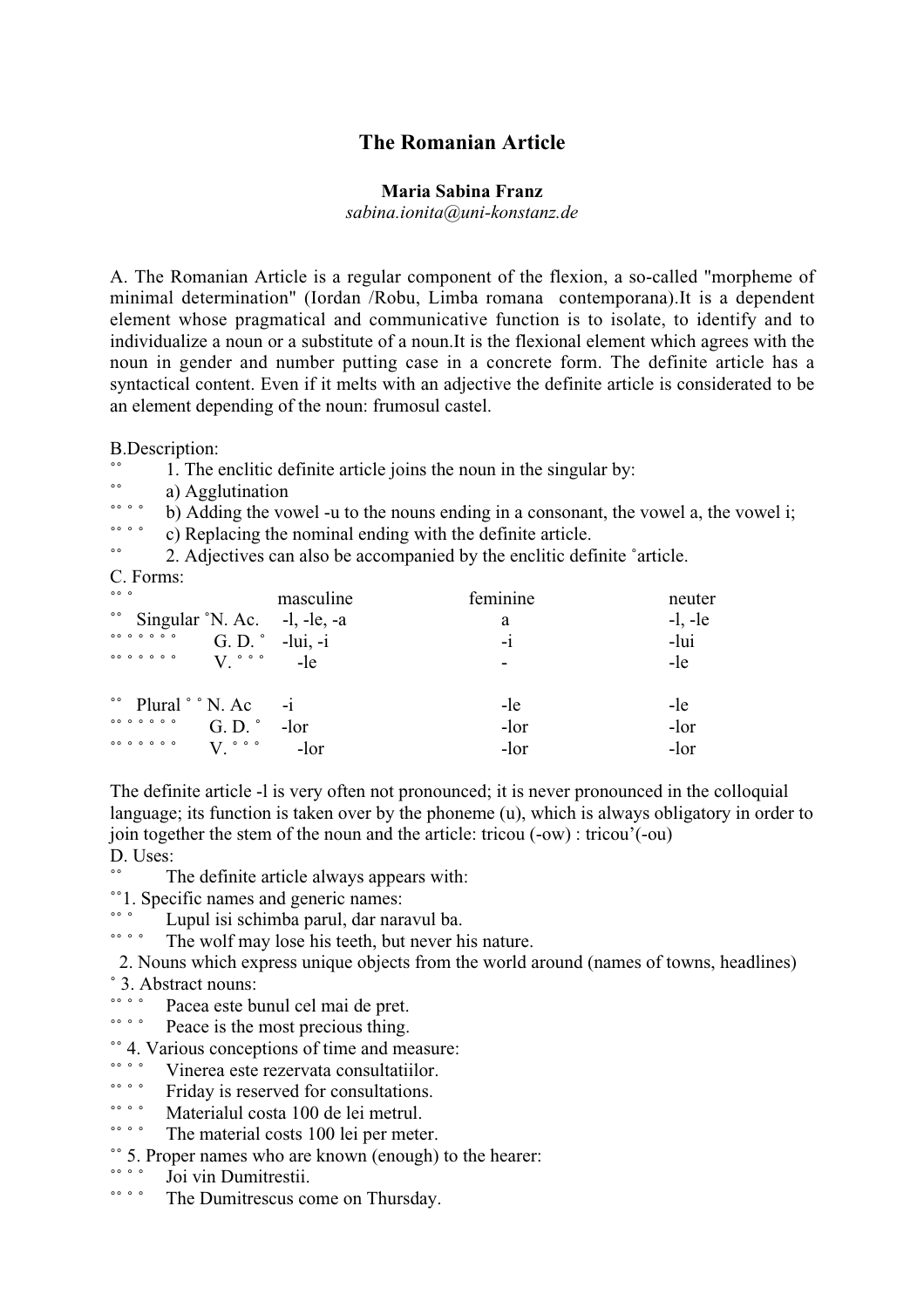# The Romanian Article

**Maria Sabina Franz**
*sabina.ionita@uni-konstanz.de*

A. The Romanian Article is a regular component of the flexion, a so-called "morpheme of minimal determination" (Iordan /Robu, Limba romana contemporana).It is a dependent element whose pragmatical and communicative function is to isolate, to identify and to individualize a noun or a substitute of a noun.It is the flexional element which agrees with the noun in gender and number putting case in a concrete form. The definite article has a syntactical content. Even if it melts with an adjective the definite article is considerated to be an element depending of the noun: frumosul castel.

B.Description:

1. The enclitic definite article joins the noun in the singular by:
   a) Agglutination
   b) Adding the vowel -u to the nouns ending in a consonant, the vowel a, the vowel i;
   c) Replacing the nominal ending with the definite article.
2. Adjectives can also be accompanied by the enclitic definite article.

C. Forms:

| | | masculine | feminine | neuter |
|---|---|---|---|---|
| Singular | N. Ac. | -l, -le, -a | a | -l, -le |
| | G. D. | -lui, -i | -i | -lui |
| | V. | -le | - | -le |
| Plural | N. Ac | -i | -le | -le |
| | G. D. | -lor | -lor | -lor |
| | V. | -lor | -lor | -lor |

The definite article -l is very often not pronounced; it is never pronounced in the colloquial language; its function is taken over by the phoneme (u), which is always obligatory in order to join together the stem of the noun and the article: tricou (-ow) : tricou'(-ou)

D. Uses:

The definite article always appears with:

1. Specific names and generic names:
   Lupul isi schimba parul, dar naravul ba.
   The wolf may lose his teeth, but never his nature.
2. Nouns which express unique objects from the world around (names of towns, headlines)
3. Abstract nouns:
   Pacea este bunul cel mai de pret.
   Peace is the most precious thing.
4. Various conceptions of time and measure:
   Vinerea este rezervata consultatiilor.
   Friday is reserved for consultations.
   Materialul costa 100 de lei metrul.
   The material costs 100 lei per meter.
5. Proper names who are known (enough) to the hearer:
   Joi vin Dumitrestii.
   The Dumitrescus come on Thursday.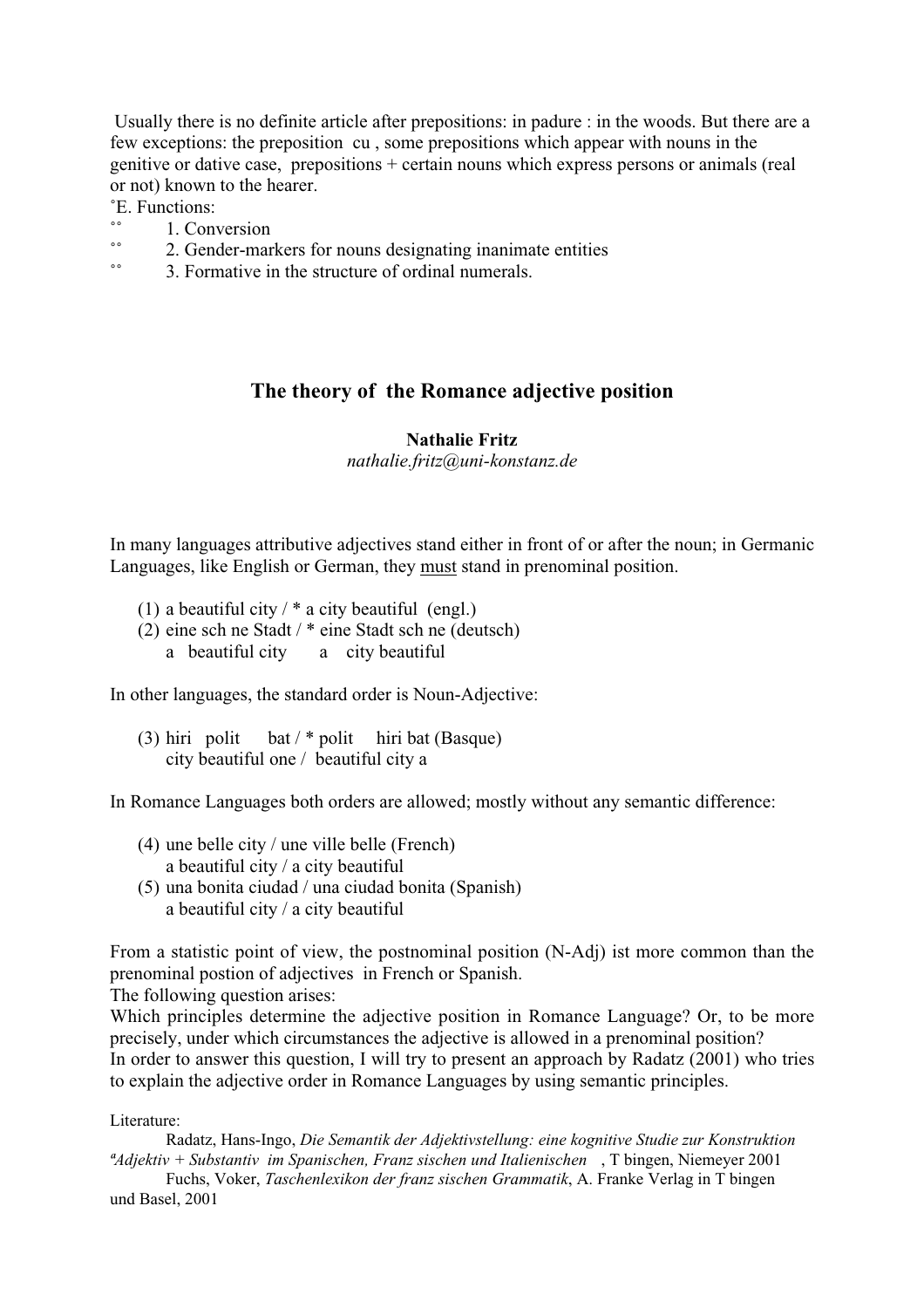Usually there is no definite article after prepositions: in padure : in the woods. But there are a few exceptions: the preposition cu , some prepositions which appear with nouns in the genitive or dative case, prepositions + certain nouns which express persons or animals (real or not) known to the hearer.

E. Functions:

1. Conversion
2. Gender-markers for nouns designating inanimate entities
3. Formative in the structure of ordinal numerals.

## The theory of the Romance adjective position

**Nathalie Fritz**
*nathalie.fritz@uni-konstanz.de*

In many languages attributive adjectives stand either in front of or after the noun; in Germanic Languages, like English or German, they <u>must</u> stand in prenominal position.

(1) a beautiful city / * a city beautiful (engl.)

(2) eine sch ne Stadt / * eine Stadt sch ne (deutsch)
    a beautiful city     a city beautiful

In other languages, the standard order is Noun-Adjective:

(3) hiri polit bat / * polit hiri bat (Basque)
    city beautiful one / beautiful city a

In Romance Languages both orders are allowed; mostly without any semantic difference:

(4) une belle city / une ville belle (French)
    a beautiful city / a city beautiful

(5) una bonita ciudad / una ciudad bonita (Spanish)
    a beautiful city / a city beautiful

From a statistic point of view, the postnominal position (N-Adj) ist more common than the prenominal postion of adjectives in French or Spanish.
The following question arises:
Which principles determine the adjective position in Romance Language? Or, to be more precisely, under which circumstances the adjective is allowed in a prenominal position?
In order to answer this question, I will try to present an approach by Radatz (2001) who tries to explain the adjective order in Romance Languages by using semantic principles.

Literature:

Radatz, Hans-Ingo, *Die Semantik der Adjektivstellung: eine kognitive Studie zur Konstruktion ªAdjektiv + Substantiv im Spanischen, Franz sischen und Italienischen* , T bingen, Niemeyer 2001

Fuchs, Voker, *Taschenlexikon der franz sischen Grammatik*, A. Franke Verlag in T bingen und Basel, 2001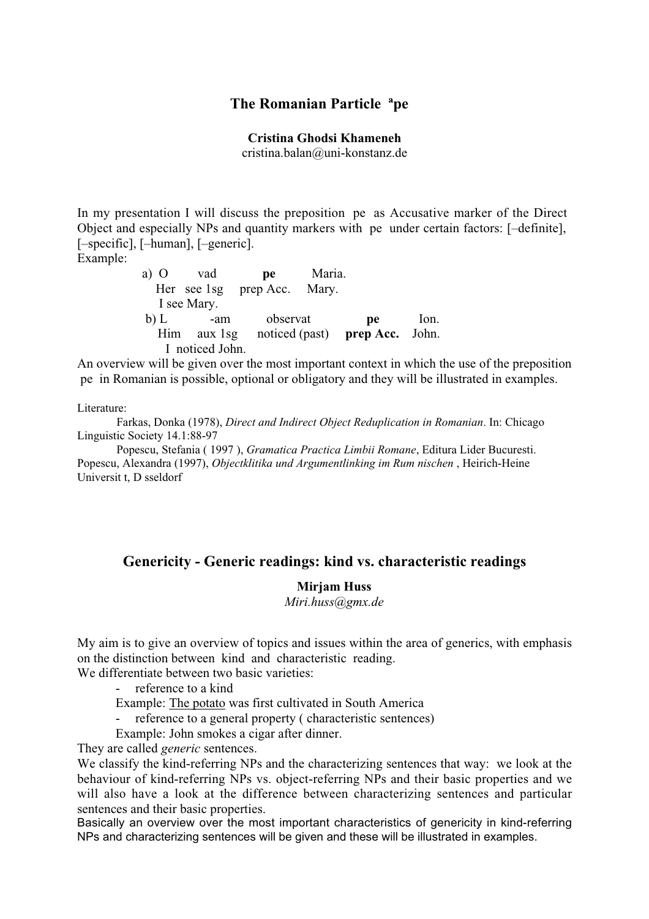# The Romanian Particle ªpe

**Cristina Ghodsi Khameneh**
cristina.balan@uni-konstanz.de

In my presentation I will discuss the preposition pe as Accusative marker of the Direct Object and especially NPs and quantity markers with pe under certain factors: [–definite], [–specific], [–human], [–generic].

Example:

a) O vad **pe** Maria.
Her see 1sg prep Acc. Mary.
I see Mary.

b) L -am observat **pe** Ion.
Him aux 1sg noticed (past) **prep Acc.** John.
I noticed John.

An overview will be given over the most important context in which the use of the preposition pe in Romanian is possible, optional or obligatory and they will be illustrated in examples.

Literature:

Farkas, Donka (1978), *Direct and Indirect Object Reduplication in Romanian*. In: Chicago Linguistic Society 14.1:88-97

Popescu, Stefania ( 1997 ), *Gramatica Practica Limbii Romane*, Editura Lider Bucuresti.

Popescu, Alexandra (1997), *Objectklitika und Argumentlinking im Rum nischen* , Heirich-Heine Universit t, D sseldorf

# Genericity - Generic readings: kind vs. characteristic readings

**Mirjam Huss**
*Miri.huss@gmx.de*

My aim is to give an overview of topics and issues within the area of generics, with emphasis on the distinction between kind and characteristic reading.

We differentiate between two basic varieties:

- reference to a kind
  Example: The potato was first cultivated in South America
- reference to a general property ( characteristic sentences)
  Example: John smokes a cigar after dinner.

They are called *generic* sentences.

We classify the kind-referring NPs and the characterizing sentences that way: we look at the behaviour of kind-referring NPs vs. object-referring NPs and their basic properties and we will also have a look at the difference between characterizing sentences and particular sentences and their basic properties.

Basically an overview over the most important characteristics of genericity in kind-referring NPs and characterizing sentences will be given and these will be illustrated in examples.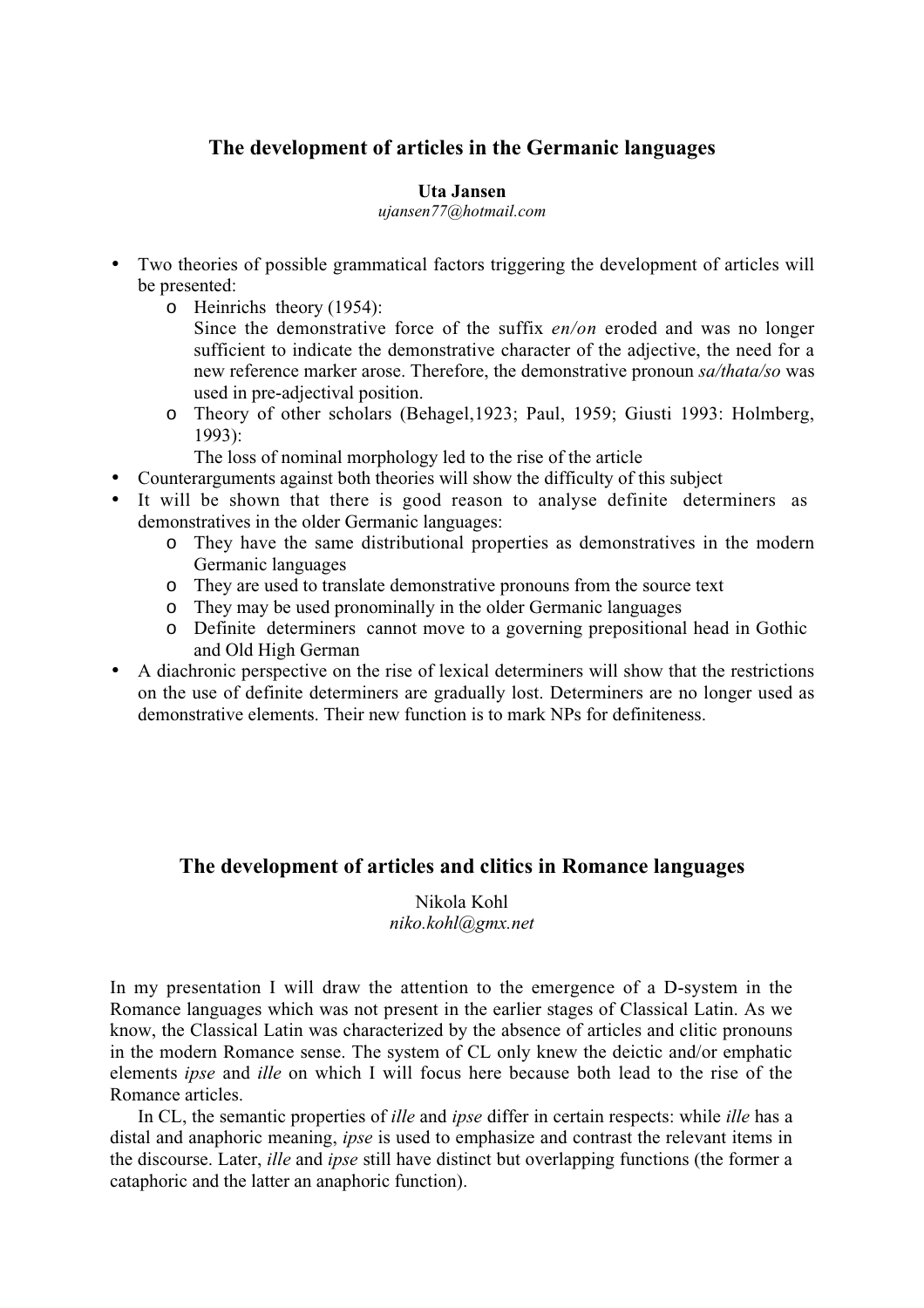## The development of articles in the Germanic languages

**Uta Jansen**
*ujansen77@hotmail.com*

- Two theories of possible grammatical factors triggering the development of articles will be presented:
  - Heinrichs theory (1954):
    Since the demonstrative force of the suffix *en/on* eroded and was no longer sufficient to indicate the demonstrative character of the adjective, the need for a new reference marker arose. Therefore, the demonstrative pronoun *sa/thata/so* was used in pre-adjectival position.
  - Theory of other scholars (Behagel,1923; Paul, 1959; Giusti 1993: Holmberg, 1993):
    The loss of nominal morphology led to the rise of the article
- Counterarguments against both theories will show the difficulty of this subject
- It will be shown that there is good reason to analyse definite determiners as demonstratives in the older Germanic languages:
  - They have the same distributional properties as demonstratives in the modern Germanic languages
  - They are used to translate demonstrative pronouns from the source text
  - They may be used pronominally in the older Germanic languages
  - Definite determiners cannot move to a governing prepositional head in Gothic and Old High German
- A diachronic perspective on the rise of lexical determiners will show that the restrictions on the use of definite determiners are gradually lost. Determiners are no longer used as demonstrative elements. Their new function is to mark NPs for definiteness.

## The development of articles and clitics in Romance languages

Nikola Kohl
*niko.kohl@gmx.net*

In my presentation I will draw the attention to the emergence of a D-system in the Romance languages which was not present in the earlier stages of Classical Latin. As we know, the Classical Latin was characterized by the absence of articles and clitic pronouns in the modern Romance sense. The system of CL only knew the deictic and/or emphatic elements *ipse* and *ille* on which I will focus here because both lead to the rise of the Romance articles.

In CL, the semantic properties of *ille* and *ipse* differ in certain respects: while *ille* has a distal and anaphoric meaning, *ipse* is used to emphasize and contrast the relevant items in the discourse. Later, *ille* and *ipse* still have distinct but overlapping functions (the former a cataphoric and the latter an anaphoric function).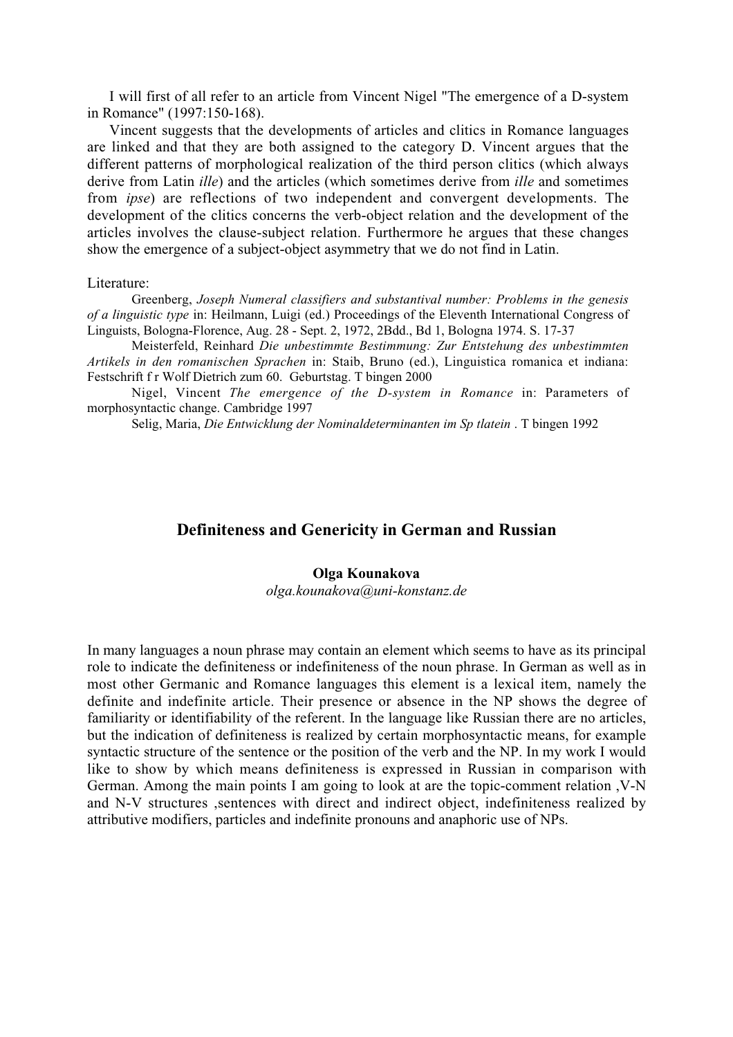I will first of all refer to an article from Vincent Nigel "The emergence of a D-system in Romance" (1997:150-168).

Vincent suggests that the developments of articles and clitics in Romance languages are linked and that they are both assigned to the category D. Vincent argues that the different patterns of morphological realization of the third person clitics (which always derive from Latin *ille*) and the articles (which sometimes derive from *ille* and sometimes from *ipse*) are reflections of two independent and convergent developments. The development of the clitics concerns the verb-object relation and the development of the articles involves the clause-subject relation. Furthermore he argues that these changes show the emergence of a subject-object asymmetry that we do not find in Latin.

Literature:

Greenberg, *Joseph Numeral classifiers and substantival number: Problems in the genesis of a linguistic type* in: Heilmann, Luigi (ed.) Proceedings of the Eleventh International Congress of Linguists, Bologna-Florence, Aug. 28 - Sept. 2, 1972, 2Bdd., Bd 1, Bologna 1974. S. 17-37

Meisterfeld, Reinhard *Die unbestimmte Bestimmung: Zur Entstehung des unbestimmten Artikels in den romanischen Sprachen* in: Staib, Bruno (ed.), Linguistica romanica et indiana: Festschrift f r Wolf Dietrich zum 60. Geburtstag. T bingen 2000

Nigel, Vincent *The emergence of the D-system in Romance* in: Parameters of morphosyntactic change. Cambridge 1997

Selig, Maria, *Die Entwicklung der Nominaldeterminanten im Sp tlatein* . T bingen 1992

## Definiteness and Genericity in German and Russian

**Olga Kounakova**

*olga.kounakova@uni-konstanz.de*

In many languages a noun phrase may contain an element which seems to have as its principal role to indicate the definiteness or indefiniteness of the noun phrase. In German as well as in most other Germanic and Romance languages this element is a lexical item, namely the definite and indefinite article. Their presence or absence in the NP shows the degree of familiarity or identifiability of the referent. In the language like Russian there are no articles, but the indication of definiteness is realized by certain morphosyntactic means, for example syntactic structure of the sentence or the position of the verb and the NP. In my work I would like to show by which means definiteness is expressed in Russian in comparison with German. Among the main points I am going to look at are the topic-comment relation ,V-N and N-V structures ,sentences with direct and indirect object, indefiniteness realized by attributive modifiers, particles and indefinite pronouns and anaphoric use of NPs.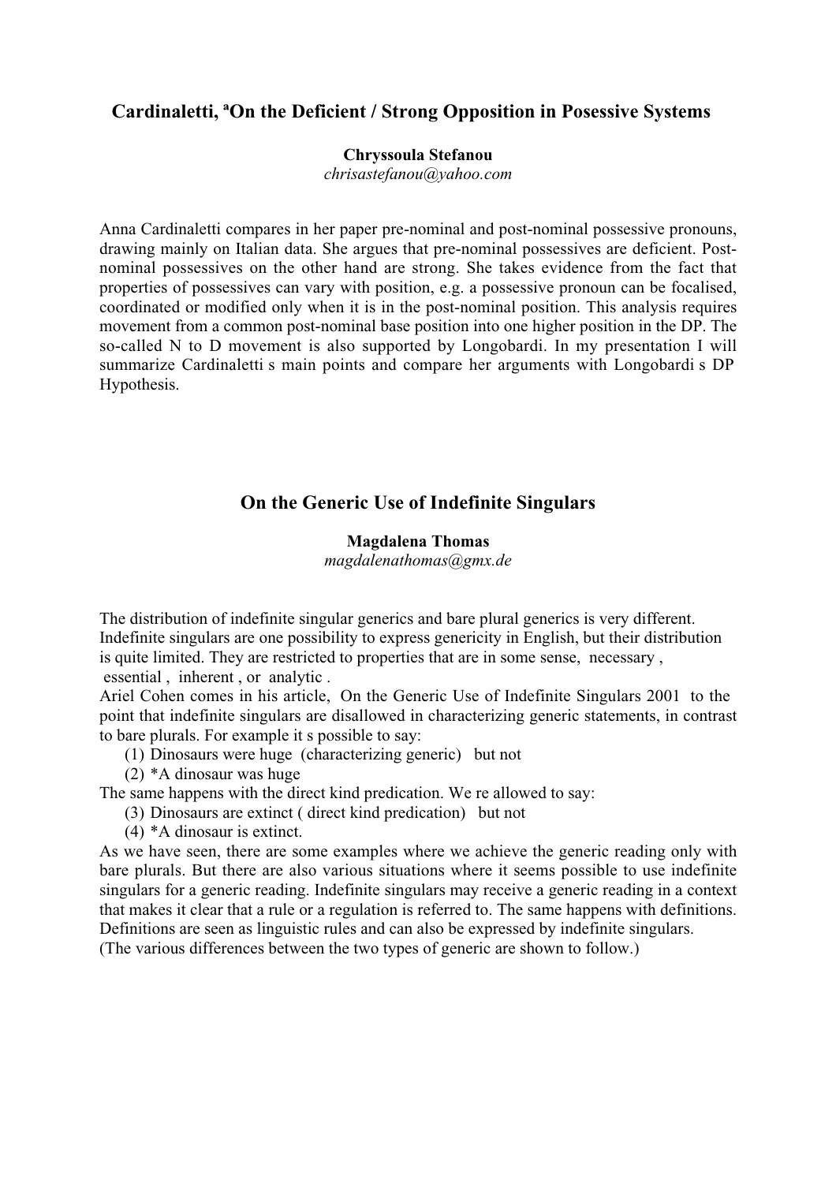## Cardinaletti, ªOn the Deficient / Strong Opposition in Posessive Systems

**Chryssoula Stefanou**
*chrisastefanou@yahoo.com*

Anna Cardinaletti compares in her paper pre-nominal and post-nominal possessive pronouns, drawing mainly on Italian data. She argues that pre-nominal possessives are deficient. Post-nominal possessives on the other hand are strong. She takes evidence from the fact that properties of possessives can vary with position, e.g. a possessive pronoun can be focalised, coordinated or modified only when it is in the post-nominal position. This analysis requires movement from a common post-nominal base position into one higher position in the DP. The so-called N to D movement is also supported by Longobardi. In my presentation I will summarize Cardinaletti s main points and compare her arguments with Longobardi s DP Hypothesis.

## On the Generic Use of Indefinite Singulars

**Magdalena Thomas**
*magdalenathomas@gmx.de*

The distribution of indefinite singular generics and bare plural generics is very different. Indefinite singulars are one possibility to express genericity in English, but their distribution is quite limited. They are restricted to properties that are in some sense, necessary , essential , inherent , or analytic .
Ariel Cohen comes in his article, On the Generic Use of Indefinite Singulars 2001 to the point that indefinite singulars are disallowed in characterizing generic statements, in contrast to bare plurals. For example it s possible to say:

(1) Dinosaurs were huge (characterizing generic) but not
(2) *A dinosaur was huge

The same happens with the direct kind predication. We re allowed to say:

(3) Dinosaurs are extinct ( direct kind predication) but not
(4) *A dinosaur is extinct.

As we have seen, there are some examples where we achieve the generic reading only with bare plurals. But there are also various situations where it seems possible to use indefinite singulars for a generic reading. Indefinite singulars may receive a generic reading in a context that makes it clear that a rule or a regulation is referred to. The same happens with definitions. Definitions are seen as linguistic rules and can also be expressed by indefinite singulars.
(The various differences between the two types of generic are shown to follow.)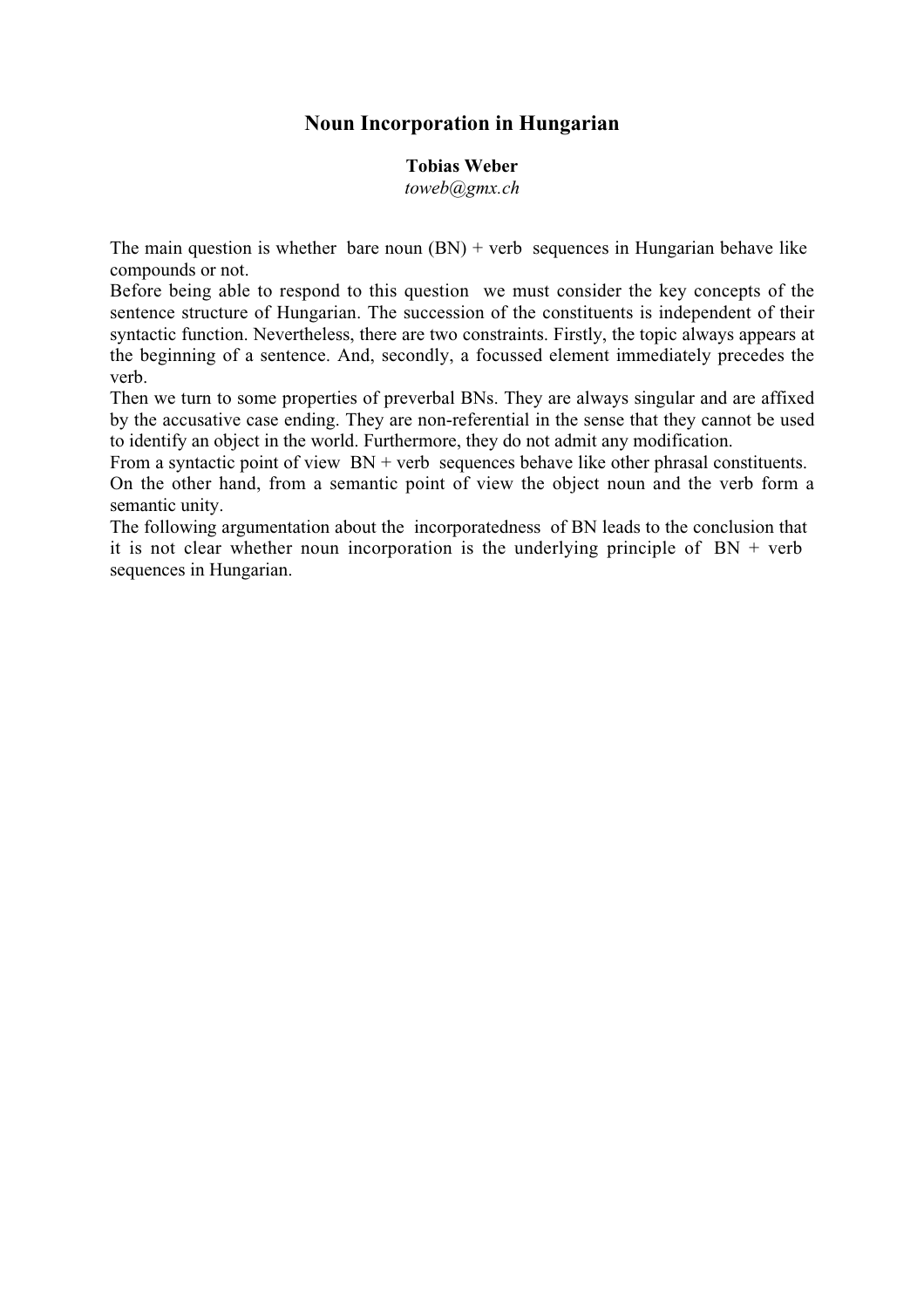# Noun Incorporation in Hungarian

**Tobias Weber**
*toweb@gmx.ch*

The main question is whether bare noun (BN) + verb sequences in Hungarian behave like compounds or not.
Before being able to respond to this question we must consider the key concepts of the sentence structure of Hungarian. The succession of the constituents is independent of their syntactic function. Nevertheless, there are two constraints. Firstly, the topic always appears at the beginning of a sentence. And, secondly, a focussed element immediately precedes the verb.
Then we turn to some properties of preverbal BNs. They are always singular and are affixed by the accusative case ending. They are non-referential in the sense that they cannot be used to identify an object in the world. Furthermore, they do not admit any modification.
From a syntactic point of view BN + verb sequences behave like other phrasal constituents. On the other hand, from a semantic point of view the object noun and the verb form a semantic unity.
The following argumentation about the incorporatedness of BN leads to the conclusion that it is not clear whether noun incorporation is the underlying principle of BN + verb sequences in Hungarian.